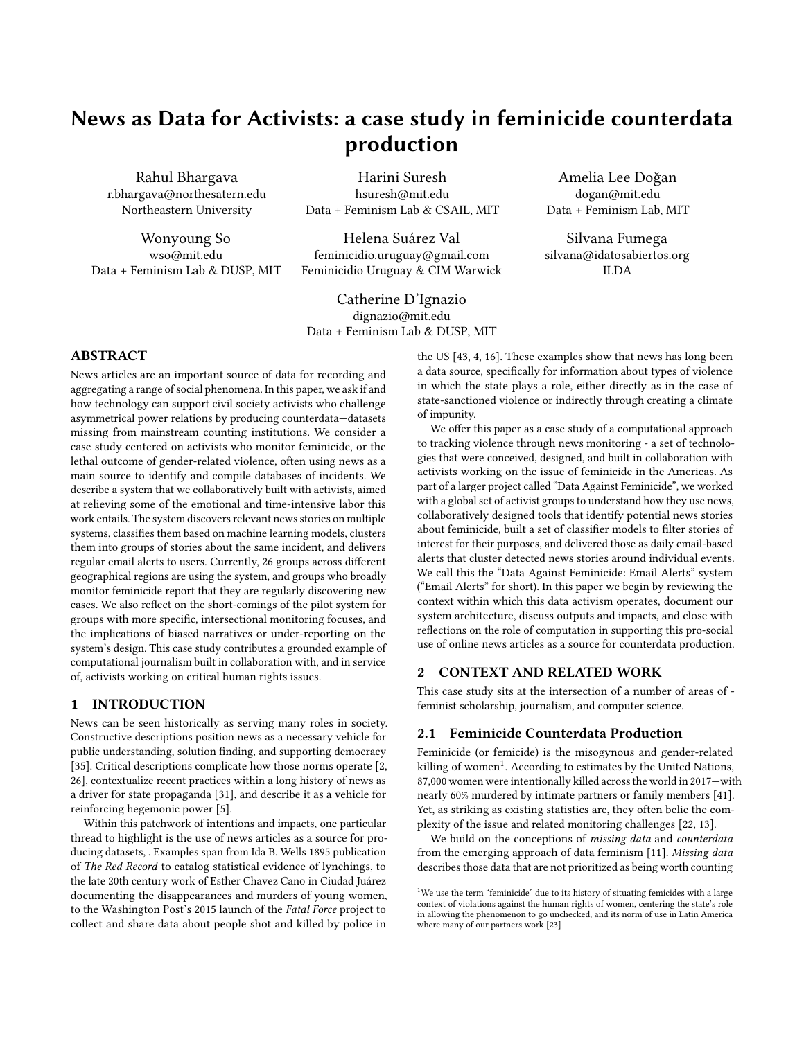# News as Data for Activists: a case study in feminicide counterdata production

Rahul Bhargava
r.bhargava@northesatern.edu
Northeastern University

Harini Suresh
hsuresh@mit.edu
Data + Feminism Lab & CSAIL, MIT

Amelia Lee Doğan
dogan@mit.edu
Data + Feminism Lab, MIT

Wonyoung So
wso@mit.edu
Data + Feminism Lab & DUSP, MIT

Helena Suárez Val
feminicidio.uruguay@gmail.com
Feminicidio Uruguay & CIM Warwick

Silvana Fumega
silvana@idatosabiertos.org
ILDA

Catherine D'Ignazio
dignazio@mit.edu
Data + Feminism Lab & DUSP, MIT

## ABSTRACT

News articles are an important source of data for recording and aggregating a range of social phenomena. In this paper, we ask if and how technology can support civil society activists who challenge asymmetrical power relations by producing counterdata—datasets missing from mainstream counting institutions. We consider a case study centered on activists who monitor feminicide, or the lethal outcome of gender-related violence, often using news as a main source to identify and compile databases of incidents. We describe a system that we collaboratively built with activists, aimed at relieving some of the emotional and time-intensive labor this work entails. The system discovers relevant news stories on multiple systems, classifies them based on machine learning models, clusters them into groups of stories about the same incident, and delivers regular email alerts to users. Currently, 26 groups across different geographical regions are using the system, and groups who broadly monitor feminicide report that they are regularly discovering new cases. We also reflect on the short-comings of the pilot system for groups with more specific, intersectional monitoring focuses, and the implications of biased narratives or under-reporting on the system's design. This case study contributes a grounded example of computational journalism built in collaboration with, and in service of, activists working on critical human rights issues.

## 1 INTRODUCTION

News can be seen historically as serving many roles in society. Constructive descriptions position news as a necessary vehicle for public understanding, solution finding, and supporting democracy [35]. Critical descriptions complicate how those norms operate [2, 26], contextualize recent practices within a long history of news as a driver for state propaganda [31], and describe it as a vehicle for reinforcing hegemonic power [5].

Within this patchwork of intentions and impacts, one particular thread to highlight is the use of news articles as a source for producing datasets, . Examples span from Ida B. Wells 1895 publication of *The Red Record* to catalog statistical evidence of lynchings, to the late 20th century work of Esther Chavez Cano in Ciudad Juárez documenting the disappearances and murders of young women, to the Washington Post's 2015 launch of the *Fatal Force* project to collect and share data about people shot and killed by police in the US [43, 4, 16]. These examples show that news has long been a data source, specifically for information about types of violence in which the state plays a role, either directly as in the case of state-sanctioned violence or indirectly through creating a climate of impunity.

We offer this paper as a case study of a computational approach to tracking violence through news monitoring - a set of technologies that were conceived, designed, and built in collaboration with activists working on the issue of feminicide in the Americas. As part of a larger project called "Data Against Feminicide", we worked with a global set of activist groups to understand how they use news, collaboratively designed tools that identify potential news stories about feminicide, built a set of classifier models to filter stories of interest for their purposes, and delivered those as daily email-based alerts that cluster detected news stories around individual events. We call this the "Data Against Feminicide: Email Alerts" system ("Email Alerts" for short). In this paper we begin by reviewing the context within which this data activism operates, document our system architecture, discuss outputs and impacts, and close with reflections on the role of computation in supporting this pro-social use of online news articles as a source for counterdata production.

## 2 CONTEXT AND RELATED WORK

This case study sits at the intersection of a number of areas of - feminist scholarship, journalism, and computer science.

### 2.1 Feminicide Counterdata Production

Feminicide (or femicide) is the misogynous and gender-related killing of women[1]. According to estimates by the United Nations, 87,000 women were intentionally killed across the world in 2017—with nearly 60% murdered by intimate partners or family members [41]. Yet, as striking as existing statistics are, they often belie the complexity of the issue and related monitoring challenges [22, 13].

We build on the conceptions of *missing data* and *counterdata* from the emerging approach of data feminism [11]. *Missing data* describes those data that are not prioritized as being worth counting

[1] We use the term "feminicide" due to its history of situating femicides with a large context of violations against the human rights of women, centering the state's role in allowing the phenomenon to go unchecked, and its norm of use in Latin America where many of our partners work [23]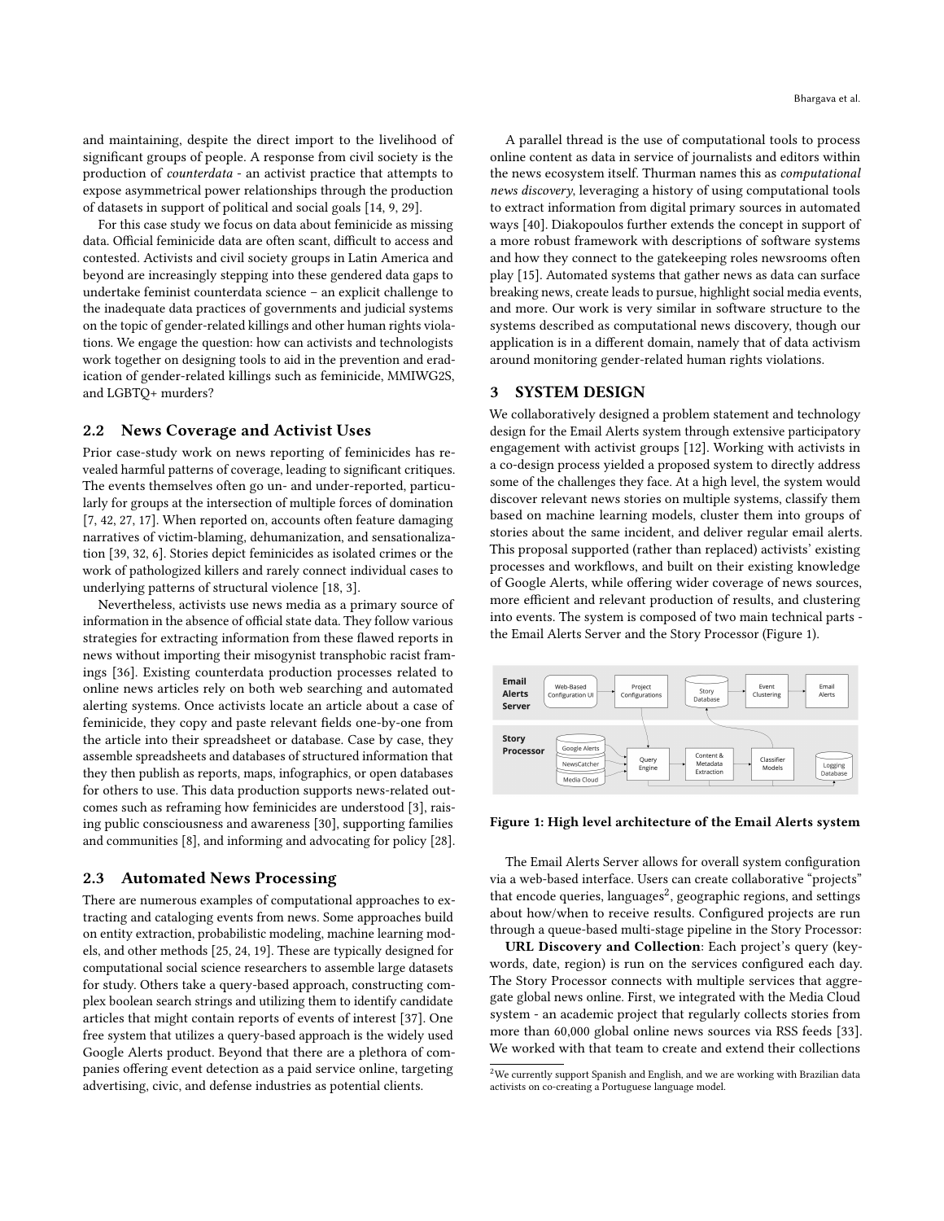and maintaining, despite the direct import to the livelihood of significant groups of people. A response from civil society is the production of *counterdata* - an activist practice that attempts to expose asymmetrical power relationships through the production of datasets in support of political and social goals [14, 9, 29].

For this case study we focus on data about feminicide as missing data. Official feminicide data are often scant, difficult to access and contested. Activists and civil society groups in Latin America and beyond are increasingly stepping into these gendered data gaps to undertake feminist counterdata science – an explicit challenge to the inadequate data practices of governments and judicial systems on the topic of gender-related killings and other human rights violations. We engage the question: how can activists and technologists work together on designing tools to aid in the prevention and eradication of gender-related killings such as feminicide, MMIWG2S, and LGBTQ+ murders?

## 2.2 News Coverage and Activist Uses

Prior case-study work on news reporting of feminicides has revealed harmful patterns of coverage, leading to significant critiques. The events themselves often go un- and under-reported, particularly for groups at the intersection of multiple forces of domination [7, 42, 27, 17]. When reported on, accounts often feature damaging narratives of victim-blaming, dehumanization, and sensationalization [39, 32, 6]. Stories depict feminicides as isolated crimes or the work of pathologized killers and rarely connect individual cases to underlying patterns of structural violence [18, 3].

Nevertheless, activists use news media as a primary source of information in the absence of official state data. They follow various strategies for extracting information from these flawed reports in news without importing their misogynist transphobic racist framings [36]. Existing counterdata production processes related to online news articles rely on both web searching and automated alerting systems. Once activists locate an article about a case of feminicide, they copy and paste relevant fields one-by-one from the article into their spreadsheet or database. Case by case, they assemble spreadsheets and databases of structured information that they then publish as reports, maps, infographics, or open databases for others to use. This data production supports news-related outcomes such as reframing how feminicides are understood [3], raising public consciousness and awareness [30], supporting families and communities [8], and informing and advocating for policy [28].

## 2.3 Automated News Processing

There are numerous examples of computational approaches to extracting and cataloging events from news. Some approaches build on entity extraction, probabilistic modeling, machine learning models, and other methods [25, 24, 19]. These are typically designed for computational social science researchers to assemble large datasets for study. Others take a query-based approach, constructing complex boolean search strings and utilizing them to identify candidate articles that might contain reports of events of interest [37]. One free system that utilizes a query-based approach is the widely used Google Alerts product. Beyond that there are a plethora of companies offering event detection as a paid service online, targeting advertising, civic, and defense industries as potential clients.

A parallel thread is the use of computational tools to process online content as data in service of journalists and editors within the news ecosystem itself. Thurman names this as *computational news discovery*, leveraging a history of using computational tools to extract information from digital primary sources in automated ways [40]. Diakopoulos further extends the concept in support of a more robust framework with descriptions of software systems and how they connect to the gatekeeping roles newsrooms often play [15]. Automated systems that gather news as data can surface breaking news, create leads to pursue, highlight social media events, and more. Our work is very similar in software structure to the systems described as computational news discovery, though our application is in a different domain, namely that of data activism around monitoring gender-related human rights violations.

# 3 SYSTEM DESIGN

We collaboratively designed a problem statement and technology design for the Email Alerts system through extensive participatory engagement with activist groups [12]. Working with activists in a co-design process yielded a proposed system to directly address some of the challenges they face. At a high level, the system would discover relevant news stories on multiple systems, classify them based on machine learning models, cluster them into groups of stories about the same incident, and deliver regular email alerts. This proposal supported (rather than replaced) activists' existing processes and workflows, and built on their existing knowledge of Google Alerts, while offering wider coverage of news sources, more efficient and relevant production of results, and clustering into events. The system is composed of two main technical parts - the Email Alerts Server and the Story Processor (Figure 1).

**Figure 1: High level architecture of the Email Alerts system**

The Email Alerts Server allows for overall system configuration via a web-based interface. Users can create collaborative "projects" that encode queries, languages[2], geographic regions, and settings about how/when to receive results. Configured projects are run through a queue-based multi-stage pipeline in the Story Processor:

**URL Discovery and Collection**: Each project's query (keywords, date, region) is run on the services configured each day. The Story Processor connects with multiple services that aggregate global news online. First, we integrated with the Media Cloud system - an academic project that regularly collects stories from more than 60,000 global online news sources via RSS feeds [33]. We worked with that team to create and extend their collections

[2]We currently support Spanish and English, and we are working with Brazilian data activists on co-creating a Portuguese language model.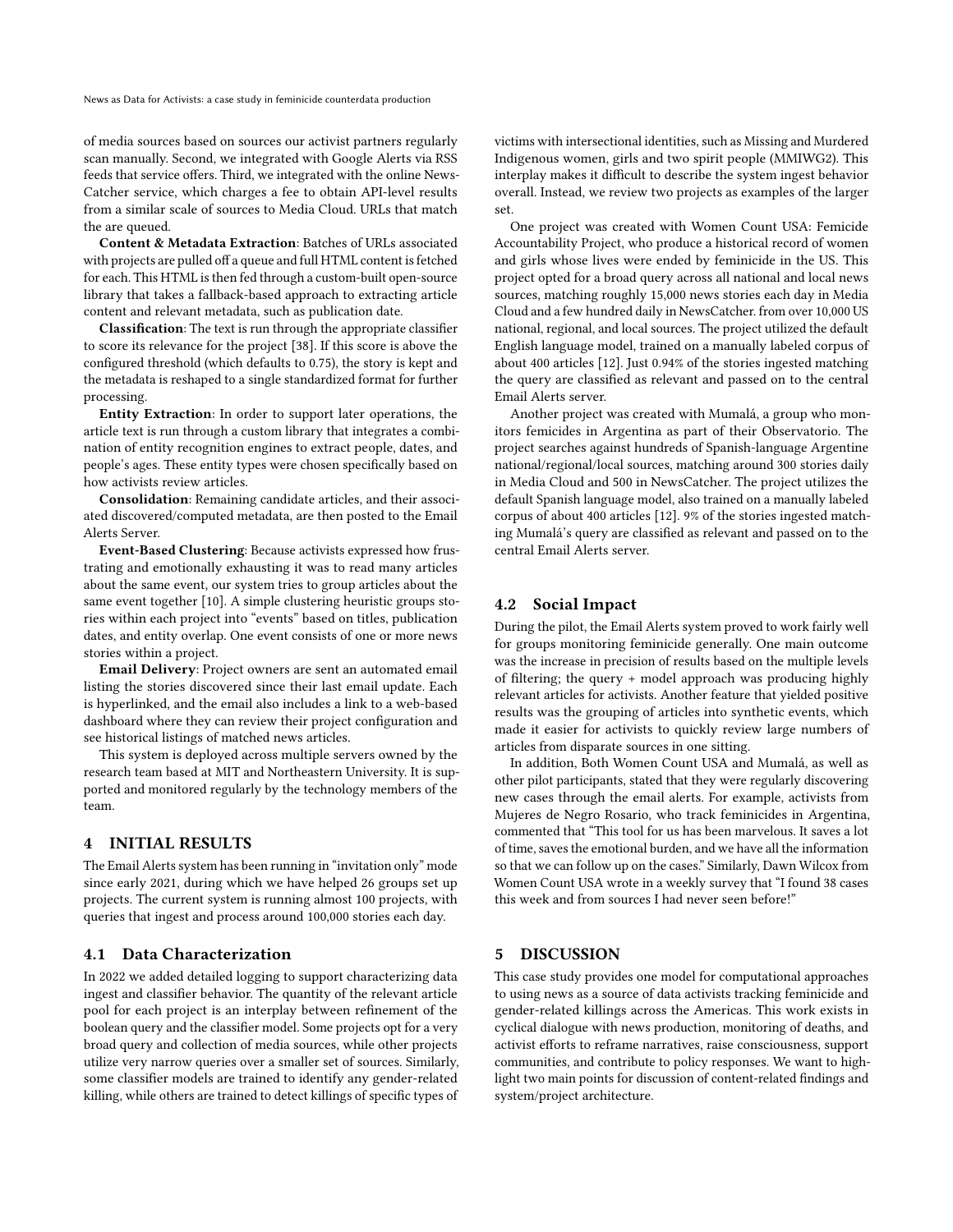of media sources based on sources our activist partners regularly scan manually. Second, we integrated with Google Alerts via RSS feeds that service offers. Third, we integrated with the online NewsCatcher service, which charges a fee to obtain API-level results from a similar scale of sources to Media Cloud. URLs that match the are queued.

**Content & Metadata Extraction**: Batches of URLs associated with projects are pulled off a queue and full HTML content is fetched for each. This HTML is then fed through a custom-built open-source library that takes a fallback-based approach to extracting article content and relevant metadata, such as publication date.

**Classification**: The text is run through the appropriate classifier to score its relevance for the project [38]. If this score is above the configured threshold (which defaults to 0.75), the story is kept and the metadata is reshaped to a single standardized format for further processing.

**Entity Extraction**: In order to support later operations, the article text is run through a custom library that integrates a combination of entity recognition engines to extract people, dates, and people's ages. These entity types were chosen specifically based on how activists review articles.

**Consolidation**: Remaining candidate articles, and their associated discovered/computed metadata, are then posted to the Email Alerts Server.

**Event-Based Clustering**: Because activists expressed how frustrating and emotionally exhausting it was to read many articles about the same event, our system tries to group articles about the same event together [10]. A simple clustering heuristic groups stories within each project into "events" based on titles, publication dates, and entity overlap. One event consists of one or more news stories within a project.

**Email Delivery**: Project owners are sent an automated email listing the stories discovered since their last email update. Each is hyperlinked, and the email also includes a link to a web-based dashboard where they can review their project configuration and see historical listings of matched news articles.

This system is deployed across multiple servers owned by the research team based at MIT and Northeastern University. It is supported and monitored regularly by the technology members of the team.

## 4 INITIAL RESULTS

The Email Alerts system has been running in "invitation only" mode since early 2021, during which we have helped 26 groups set up projects. The current system is running almost 100 projects, with queries that ingest and process around 100,000 stories each day.

### 4.1 Data Characterization

In 2022 we added detailed logging to support characterizing data ingest and classifier behavior. The quantity of the relevant article pool for each project is an interplay between refinement of the boolean query and the classifier model. Some projects opt for a very broad query and collection of media sources, while other projects utilize very narrow queries over a smaller set of sources. Similarly, some classifier models are trained to identify any gender-related killing, while others are trained to detect killings of specific types of victims with intersectional identities, such as Missing and Murdered Indigenous women, girls and two spirit people (MMIWG2). This interplay makes it difficult to describe the system ingest behavior overall. Instead, we review two projects as examples of the larger set.

One project was created with Women Count USA: Femicide Accountability Project, who produce a historical record of women and girls whose lives were ended by feminicide in the US. This project opted for a broad query across all national and local news sources, matching roughly 15,000 news stories each day in Media Cloud and a few hundred daily in NewsCatcher. from over 10,000 US national, regional, and local sources. The project utilized the default English language model, trained on a manually labeled corpus of about 400 articles [12]. Just 0.94% of the stories ingested matching the query are classified as relevant and passed on to the central Email Alerts server.

Another project was created with Mumalá, a group who monitors femicides in Argentina as part of their Observatorio. The project searches against hundreds of Spanish-language Argentine national/regional/local sources, matching around 300 stories daily in Media Cloud and 500 in NewsCatcher. The project utilizes the default Spanish language model, also trained on a manually labeled corpus of about 400 articles [12]. 9% of the stories ingested matching Mumalá's query are classified as relevant and passed on to the central Email Alerts server.

### 4.2 Social Impact

During the pilot, the Email Alerts system proved to work fairly well for groups monitoring feminicide generally. One main outcome was the increase in precision of results based on the multiple levels of filtering; the query + model approach was producing highly relevant articles for activists. Another feature that yielded positive results was the grouping of articles into synthetic events, which made it easier for activists to quickly review large numbers of articles from disparate sources in one sitting.

In addition, Both Women Count USA and Mumalá, as well as other pilot participants, stated that they were regularly discovering new cases through the email alerts. For example, activists from Mujeres de Negro Rosario, who track feminicides in Argentina, commented that "This tool for us has been marvelous. It saves a lot of time, saves the emotional burden, and we have all the information so that we can follow up on the cases." Similarly, Dawn Wilcox from Women Count USA wrote in a weekly survey that "I found 38 cases this week and from sources I had never seen before!"

## 5 DISCUSSION

This case study provides one model for computational approaches to using news as a source of data activists tracking feminicide and gender-related killings across the Americas. This work exists in cyclical dialogue with news production, monitoring of deaths, and activist efforts to reframe narratives, raise consciousness, support communities, and contribute to policy responses. We want to highlight two main points for discussion of content-related findings and system/project architecture.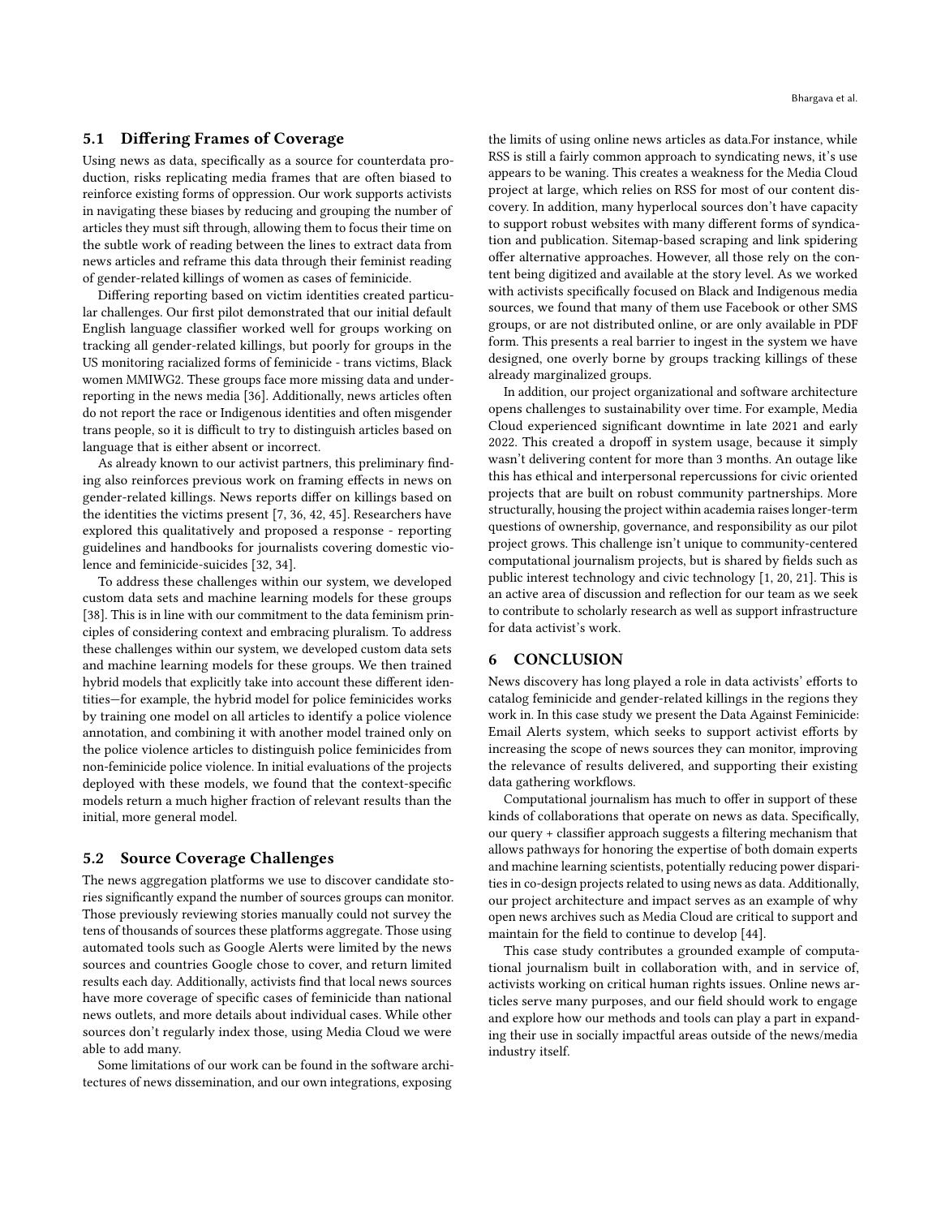### 5.1 Differing Frames of Coverage

Using news as data, specifically as a source for counterdata production, risks replicating media frames that are often biased to reinforce existing forms of oppression. Our work supports activists in navigating these biases by reducing and grouping the number of articles they must sift through, allowing them to focus their time on the subtle work of reading between the lines to extract data from news articles and reframe this data through their feminist reading of gender-related killings of women as cases of feminicide.

Differing reporting based on victim identities created particular challenges. Our first pilot demonstrated that our initial default English language classifier worked well for groups working on tracking all gender-related killings, but poorly for groups in the US monitoring racialized forms of feminicide - trans victims, Black women MMIWG2. These groups face more missing data and underreporting in the news media [36]. Additionally, news articles often do not report the race or Indigenous identities and often misgender trans people, so it is difficult to try to distinguish articles based on language that is either absent or incorrect.

As already known to our activist partners, this preliminary finding also reinforces previous work on framing effects in news on gender-related killings. News reports differ on killings based on the identities the victims present [7, 36, 42, 45]. Researchers have explored this qualitatively and proposed a response - reporting guidelines and handbooks for journalists covering domestic violence and feminicide-suicides [32, 34].

To address these challenges within our system, we developed custom data sets and machine learning models for these groups [38]. This is in line with our commitment to the data feminism principles of considering context and embracing pluralism. To address these challenges within our system, we developed custom data sets and machine learning models for these groups. We then trained hybrid models that explicitly take into account these different identities—for example, the hybrid model for police feminicides works by training one model on all articles to identify a police violence annotation, and combining it with another model trained only on the police violence articles to distinguish police feminicides from non-feminicide police violence. In initial evaluations of the projects deployed with these models, we found that the context-specific models return a much higher fraction of relevant results than the initial, more general model.

### 5.2 Source Coverage Challenges

The news aggregation platforms we use to discover candidate stories significantly expand the number of sources groups can monitor. Those previously reviewing stories manually could not survey the tens of thousands of sources these platforms aggregate. Those using automated tools such as Google Alerts were limited by the news sources and countries Google chose to cover, and return limited results each day. Additionally, activists find that local news sources have more coverage of specific cases of feminicide than national news outlets, and more details about individual cases. While other sources don't regularly index those, using Media Cloud we were able to add many.

Some limitations of our work can be found in the software architectures of news dissemination, and our own integrations, exposing the limits of using online news articles as data.For instance, while RSS is still a fairly common approach to syndicating news, it's use appears to be waning. This creates a weakness for the Media Cloud project at large, which relies on RSS for most of our content discovery. In addition, many hyperlocal sources don't have capacity to support robust websites with many different forms of syndication and publication. Sitemap-based scraping and link spidering offer alternative approaches. However, all those rely on the content being digitized and available at the story level. As we worked with activists specifically focused on Black and Indigenous media sources, we found that many of them use Facebook or other SMS groups, or are not distributed online, or are only available in PDF form. This presents a real barrier to ingest in the system we have designed, one overly borne by groups tracking killings of these already marginalized groups.

In addition, our project organizational and software architecture opens challenges to sustainability over time. For example, Media Cloud experienced significant downtime in late 2021 and early 2022. This created a dropoff in system usage, because it simply wasn't delivering content for more than 3 months. An outage like this has ethical and interpersonal repercussions for civic oriented projects that are built on robust community partnerships. More structurally, housing the project within academia raises longer-term questions of ownership, governance, and responsibility as our pilot project grows. This challenge isn't unique to community-centered computational journalism projects, but is shared by fields such as public interest technology and civic technology [1, 20, 21]. This is an active area of discussion and reflection for our team as we seek to contribute to scholarly research as well as support infrastructure for data activist's work.

## 6 CONCLUSION

News discovery has long played a role in data activists' efforts to catalog feminicide and gender-related killings in the regions they work in. In this case study we present the Data Against Feminicide: Email Alerts system, which seeks to support activist efforts by increasing the scope of news sources they can monitor, improving the relevance of results delivered, and supporting their existing data gathering workflows.

Computational journalism has much to offer in support of these kinds of collaborations that operate on news as data. Specifically, our query + classifier approach suggests a filtering mechanism that allows pathways for honoring the expertise of both domain experts and machine learning scientists, potentially reducing power disparities in co-design projects related to using news as data. Additionally, our project architecture and impact serves as an example of why open news archives such as Media Cloud are critical to support and maintain for the field to continue to develop [44].

This case study contributes a grounded example of computational journalism built in collaboration with, and in service of, activists working on critical human rights issues. Online news articles serve many purposes, and our field should work to engage and explore how our methods and tools can play a part in expanding their use in socially impactful areas outside of the news/media industry itself.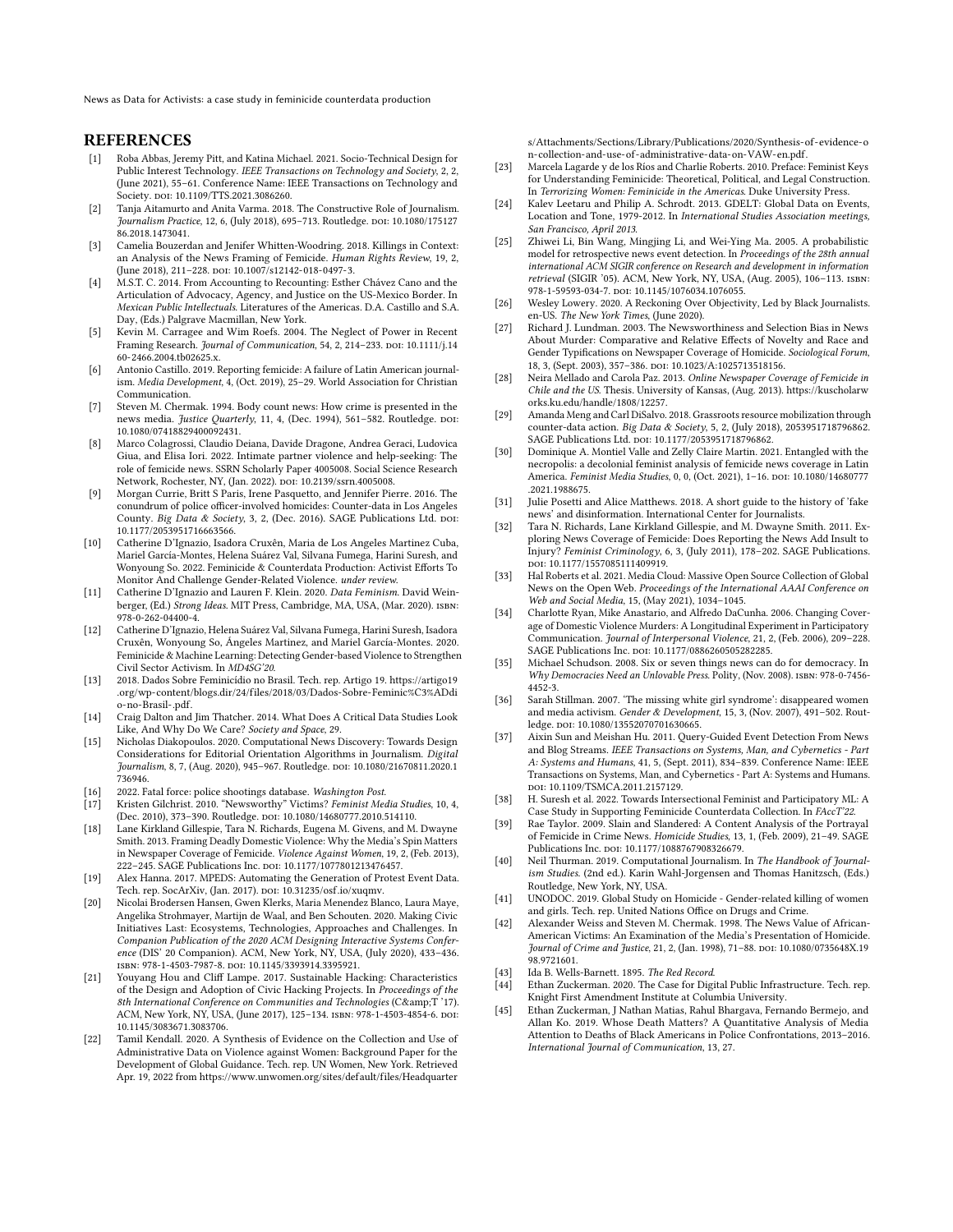## REFERENCES

[1] Roba Abbas, Jeremy Pitt, and Katina Michael. 2021. Socio-Technical Design for Public Interest Technology. *IEEE Transactions on Technology and Society*, 2, 2, (June 2021), 55–61. Conference Name: IEEE Transactions on Technology and Society. DOI: 10.1109/TTS.2021.3086260.

[2] Tanja Aitamurto and Anita Varma. 2018. The Constructive Role of Journalism. *Journalism Practice*, 12, 6, (July 2018), 695–713. Routledge. DOI: 10.1080/17512786.2018.1473041.

[3] Camelia Bouzerdan and Jenifer Whitten-Woodring. 2018. Killings in Context: an Analysis of the News Framing of Femicide. *Human Rights Review*, 19, 2, (June 2018), 211–228. DOI: 10.1007/s12142-018-0497-3.

[4] M.S.T. C. 2014. From Accounting to Recounting: Esther Chávez Cano and the Articulation of Advocacy, Agency, and Justice on the US-Mexico Border. In *Mexican Public Intellectuals*. Literatures of the Americas. D.A. Castillo and S.A. Day, (Eds.) Palgrave Macmillan, New York.

[5] Kevin M. Carragee and Wim Roefs. 2004. The Neglect of Power in Recent Framing Research. *Journal of Communication*, 54, 2, 214–233. DOI: 10.1111/j.1460-2466.2004.tb02625.x.

[6] Antonio Castillo. 2019. Reporting femicide: A failure of Latin American journalism. *Media Development*, 4, (Oct. 2019), 25–29. World Association for Christian Communication.

[7] Steven M. Chermak. 1994. Body count news: How crime is presented in the news media. *Justice Quarterly*, 11, 4, (Dec. 1994), 561–582. Routledge. DOI: 10.1080/07418829400092431.

[8] Marco Colagrossi, Claudio Deiana, Davide Dragone, Andrea Geraci, Ludovica Giua, and Elisa Iori. 2022. Intimate partner violence and help-seeking: The role of femicide news. SSRN Scholarly Paper 4005008. Social Science Research Network, Rochester, NY, (Jan. 2022). DOI: 10.2139/ssrn.4005008.

[9] Morgan Currie, Britt S Paris, Irene Pasquetto, and Jennifer Pierre. 2016. The conundrum of police officer-involved homicides: Counter-data in Los Angeles County. *Big Data & Society*, 3, 2, (Dec. 2016). SAGE Publications Ltd. DOI: 10.1177/2053951716663566.

[10] Catherine D'Ignazio, Isadora Cruxên, Maria de Los Angeles Martinez Cuba, Mariel García-Montes, Helena Suárez Val, Silvana Fumega, Harini Suresh, and Wonyoung So. 2022. Feminicide & Counterdata Production: Activist Efforts To Monitor And Challenge Gender-Related Violence. *under review*.

[11] Catherine D'Ignazio and Lauren F. Klein. 2020. *Data Feminism*. David Weinberger, (Ed.) *Strong Ideas*. MIT Press, Cambridge, MA, USA, (Mar. 2020). ISBN: 978-0-262-04400-4.

[12] Catherine D'Ignazio, Helena Suárez Val, Silvana Fumega, Harini Suresh, Isadora Cruxên, Wonyoung So, Ángeles Martinez, and Mariel García-Montes. 2020. Feminicide & Machine Learning: Detecting Gender-based Violence to Strengthen Civil Sector Activism. In *MD4SG'20*.

[13] 2018. Dados Sobre Feminicídio no Brasil. Tech. rep. Artigo 19. https://artigo19.org/wp-content/blogs.dir/24/files/2018/03/Dados-Sobre-Feminic%C3%ADdio-no-Brasil-.pdf.

[14] Craig Dalton and Jim Thatcher. 2014. What Does A Critical Data Studies Look Like, And Why Do We Care? *Society and Space*, 29.

[15] Nicholas Diakopoulos. 2020. Computational News Discovery: Towards Design Considerations for Editorial Orientation Algorithms in Journalism. *Digital Journalism*, 8, 7, (Aug. 2020), 945–967. Routledge. DOI: 10.1080/21670811.2020.1736946.

[16] 2022. Fatal force: police shootings database. *Washington Post*.

[17] Kristen Gilchrist. 2010. "Newsworthy" Victims? *Feminist Media Studies*, 10, 4, (Dec. 2010), 373–390. Routledge. DOI: 10.1080/14680777.2010.514110.

[18] Lane Kirkland Gillespie, Tara N. Richards, Eugena M. Givens, and M. Dwayne Smith. 2013. Framing Deadly Domestic Violence: Why the Media's Spin Matters in Newspaper Coverage of Femicide. *Violence Against Women*, 19, 2, (Feb. 2013), 222–245. SAGE Publications Inc. DOI: 10.1177/1077801213476457.

[19] Alex Hanna. 2017. MPEDS: Automating the Generation of Protest Event Data. Tech. rep. SocArXiv, (Jan. 2017). DOI: 10.31235/osf.io/xuqmv.

[20] Nicolai Brodersen Hansen, Gwen Klerks, Maria Menendez Blanco, Laura Maye, Angelika Strohmayer, Martijn de Waal, and Ben Schouten. 2020. Making Civic Initiatives Last: Ecosystems, Technologies, Approaches and Challenges. In *Companion Publication of the 2020 ACM Designing Interactive Systems Conference* (DIS' 20 Companion). ACM, New York, NY, USA, (July 2020), 433–436. ISBN: 978-1-4503-7987-8. DOI: 10.1145/3393914.3395921.

[21] Youyang Hou and Cliff Lampe. 2017. Sustainable Hacking: Characteristics of the Design and Adoption of Civic Hacking Projects. In *Proceedings of the 8th International Conference on Communities and Technologies* (C&amp;T '17). ACM, New York, NY, USA, (June 2017), 125–134. ISBN: 978-1-4503-4854-6. DOI: 10.1145/3083671.3083706.

[22] Tamil Kendall. 2020. A Synthesis of Evidence on the Collection and Use of Administrative Data on Violence against Women: Background Paper for the Development of Global Guidance. Tech. rep. UN Women, New York. Retrieved Apr. 19, 2022 from https://www.unwomen.org/sites/default/files/Headquarters/Attachments/Sections/Library/Publications/2020/Synthesis-of-evidence-on-collection-and-use-of-administrative-data-on-VAW-en.pdf.

[23] Marcela Lagarde y de los Ríos and Charlie Roberts. 2010. Preface: Feminist Keys for Understanding Feminicide: Theoretical, Political, and Legal Construction. In *Terrorizing Women: Feminicide in the Americas*. Duke University Press.

[24] Kalev Leetaru and Philip A. Schrodt. 2013. GDELT: Global Data on Events, Location and Tone, 1979-2012. In *International Studies Association meetings, San Francisco, April 2013*.

[25] Zhiwei Li, Bin Wang, Mingjing Li, and Wei-Ying Ma. 2005. A probabilistic model for retrospective news event detection. In *Proceedings of the 28th annual international ACM SIGIR conference on Research and development in information retrieval* (SIGIR '05). ACM, New York, NY, USA, (Aug. 2005), 106–113. ISBN: 978-1-59593-034-7. DOI: 10.1145/1076034.1076055.

[26] Wesley Lowery. 2020. A Reckoning Over Objectivity, Led by Black Journalists. en-US. *The New York Times*, (June 2020).

[27] Richard J. Lundman. 2003. The Newsworthiness and Selection Bias in News About Murder: Comparative and Relative Effects of Novelty and Race and Gender Typifications on Newspaper Coverage of Homicide. *Sociological Forum*, 18, 3, (Sept. 2003), 357–386. DOI: 10.1023/A:1025713518156.

[28] Neira Mellado and Carola Paz. 2013. *Online Newspaper Coverage of Femicide in Chile and the US*. Thesis. University of Kansas, (Aug. 2013). https://kuscholarworks.ku.edu/handle/1808/12257.

[29] Amanda Meng and Carl DiSalvo. 2018. Grassroots resource mobilization through counter-data action. *Big Data & Society*, 5, 2, (July 2018), 2053951718796862. SAGE Publications Ltd. DOI: 10.1177/2053951718796862.

[30] Dominique A. Montiel Valle and Zelly Claire Martin. 2021. Entangled with the necropolis: a decolonial feminist analysis of femicide news coverage in Latin America. *Feminist Media Studies*, 0, 0, (Oct. 2021), 1–16. DOI: 10.1080/14680777.2021.1988675.

[31] Julie Posetti and Alice Matthews. 2018. A short guide to the history of 'fake news' and disinformation. International Center for Journalists.

[32] Tara N. Richards, Lane Kirkland Gillespie, and M. Dwayne Smith. 2011. Exploring News Coverage of Femicide: Does Reporting the News Add Insult to Injury? *Feminist Criminology*, 6, 3, (July 2011), 178–202. SAGE Publications. DOI: 10.1177/1557085111409919.

[33] Hal Roberts et al. 2021. Media Cloud: Massive Open Source Collection of Global News on the Open Web. *Proceedings of the International AAAI Conference on Web and Social Media*, 15, (May 2021), 1034–1045.

[34] Charlotte Ryan, Mike Anastario, and Alfredo DaCunha. 2006. Changing Coverage of Domestic Violence Murders: A Longitudinal Experiment in Participatory Communication. *Journal of Interpersonal Violence*, 21, 2, (Feb. 2006), 209–228. SAGE Publications Inc. DOI: 10.1177/0886260505282285.

[35] Michael Schudson. 2008. Six or seven things news can do for democracy. In *Why Democracies Need an Unlovable Press*. Polity, (Nov. 2008). ISBN: 978-0-7456-4452-3.

[36] Sarah Stillman. 2007. 'The missing white girl syndrome': disappeared women and media activism. *Gender & Development*, 15, 3, (Nov. 2007), 491–502. Routledge. DOI: 10.1080/13552070701630665.

[37] Aixin Sun and Meishan Hu. 2011. Query-Guided Event Detection From News and Blog Streams. *IEEE Transactions on Systems, Man, and Cybernetics - Part A: Systems and Humans*, 41, 5, (Sept. 2011), 834–839. Conference Name: IEEE Transactions on Systems, Man, and Cybernetics - Part A: Systems and Humans. DOI: 10.1109/TSMCA.2011.2157129.

[38] H. Suresh et al. 2022. Towards Intersectional Feminist and Participatory ML: A Case Study in Supporting Feminicide Counterdata Collection. In *FAccT'22*.

[39] Rae Taylor. 2009. Slain and Slandered: A Content Analysis of the Portrayal of Femicide in Crime News. *Homicide Studies*, 13, 1, (Feb. 2009), 21–49. SAGE Publications Inc. DOI: 10.1177/1088767908326679.

[40] Neil Thurman. 2019. Computational Journalism. In *The Handbook of Journalism Studies*. (2nd ed.). Karin Wahl-Jorgensen and Thomas Hanitzsch, (Eds.) Routledge, New York, NY, USA.

[41] UNODOC. 2019. Global Study on Homicide - Gender-related killing of women and girls. Tech. rep. United Nations Office on Drugs and Crime.

[42] Alexander Weiss and Steven M. Chermak. 1998. The News Value of African-American Victims: An Examination of the Media's Presentation of Homicide. *Journal of Crime and Justice*, 21, 2, (Jan. 1998), 71–88. DOI: 10.1080/0735648X.1998.9721601.

[43] Ida B. Wells-Barnett. 1895. *The Red Record*.

[44] Ethan Zuckerman. 2020. The Case for Digital Public Infrastructure. Tech. rep. Knight First Amendment Institute at Columbia University.

[45] Ethan Zuckerman, J Nathan Matias, Rahul Bhargava, Fernando Bermejo, and Allan Ko. 2019. Whose Death Matters? A Quantitative Analysis of Media Attention to Deaths of Black Americans in Police Confrontations, 2013–2016. *International Journal of Communication*, 13, 27.